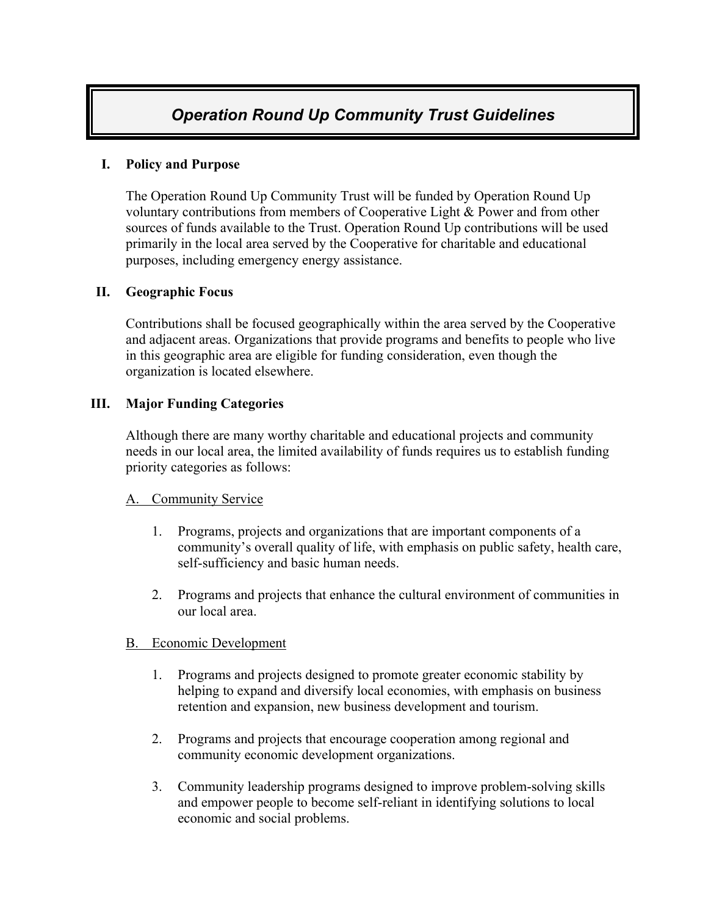# *Operation Round Up Community Trust Guidelines*

## I. Policy and Purpose

The Operation Round Up Community Trust will be funded by Operation Round Up voluntary contributions from members of Cooperative Light & Power and from other sources of funds available to the Trust. Operation Round Up contributions will be used primarily in the local area served by the Cooperative for charitable and educational purposes, including emergency energy assistance.

## II. Geographic Focus

Contributions shall be focused geographically within the area served by the Cooperative and adjacent areas. Organizations that provide programs and benefits to people who live in this geographic area are eligible for funding consideration, even though the organization is located elsewhere.

## III. Major Funding Categories

Although there are many worthy charitable and educational projects and community needs in our local area, the limited availability of funds requires us to establish funding priority categories as follows:

### A. Community Service

1. Programs, projects and organizations that are important components of a community's overall quality of life, with emphasis on public safety, health care, self-sufficiency and basic human needs.

2. Programs and projects that enhance the cultural environment of communities in our local area.

### B. Economic Development

1. Programs and projects designed to promote greater economic stability by helping to expand and diversify local economies, with emphasis on business retention and expansion, new business development and tourism.

2. Programs and projects that encourage cooperation among regional and community economic development organizations.

3. Community leadership programs designed to improve problem-solving skills and empower people to become self-reliant in identifying solutions to local economic and social problems.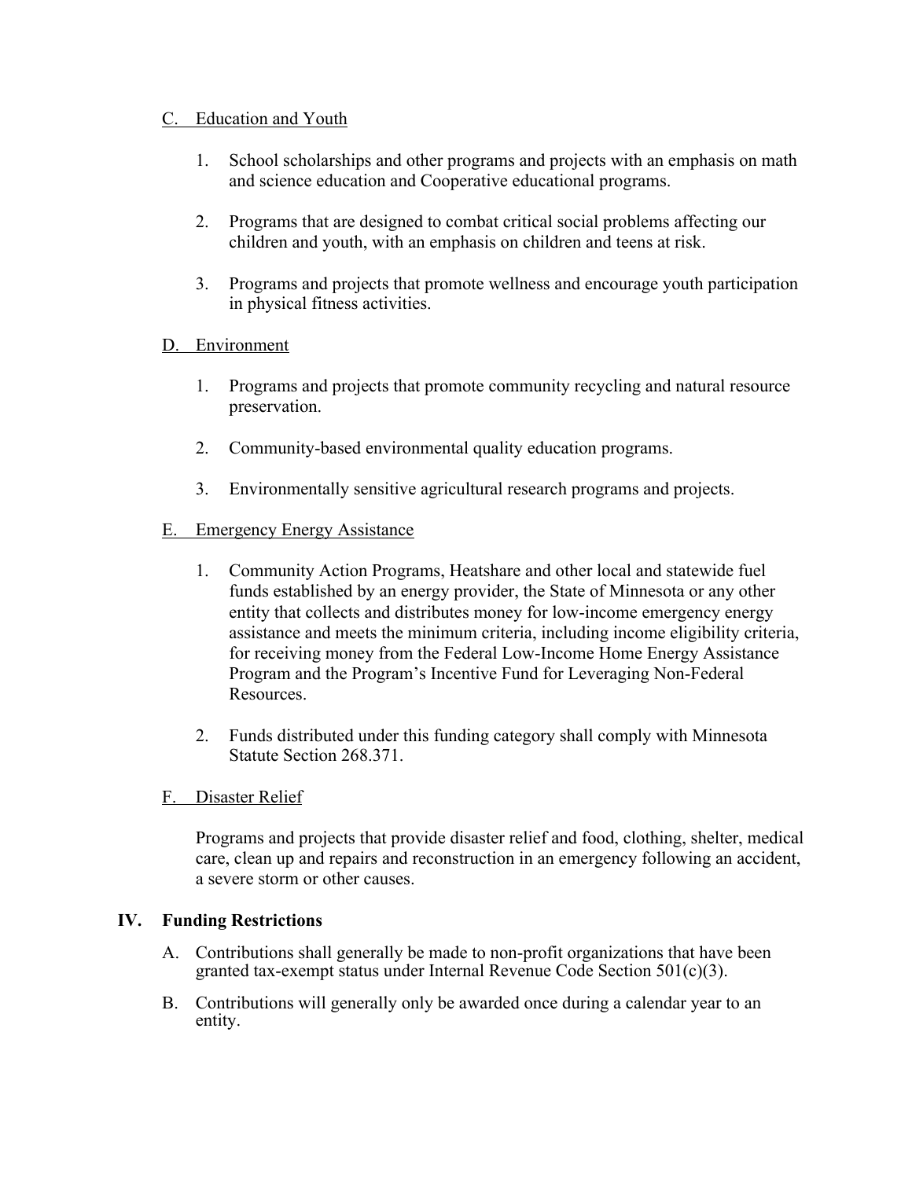C. Education and Youth

1. School scholarships and other programs and projects with an emphasis on math and science education and Cooperative educational programs.

2. Programs that are designed to combat critical social problems affecting our children and youth, with an emphasis on children and teens at risk.

3. Programs and projects that promote wellness and encourage youth participation in physical fitness activities.

D. Environment

1. Programs and projects that promote community recycling and natural resource preservation.

2. Community-based environmental quality education programs.

3. Environmentally sensitive agricultural research programs and projects.

E. Emergency Energy Assistance

1. Community Action Programs, Heatshare and other local and statewide fuel funds established by an energy provider, the State of Minnesota or any other entity that collects and distributes money for low-income emergency energy assistance and meets the minimum criteria, including income eligibility criteria, for receiving money from the Federal Low-Income Home Energy Assistance Program and the Program's Incentive Fund for Leveraging Non-Federal Resources.

2. Funds distributed under this funding category shall comply with Minnesota Statute Section 268.371.

F. Disaster Relief

Programs and projects that provide disaster relief and food, clothing, shelter, medical care, clean up and repairs and reconstruction in an emergency following an accident, a severe storm or other causes.

## IV. Funding Restrictions

A. Contributions shall generally be made to non-profit organizations that have been granted tax-exempt status under Internal Revenue Code Section 501(c)(3).

B. Contributions will generally only be awarded once during a calendar year to an entity.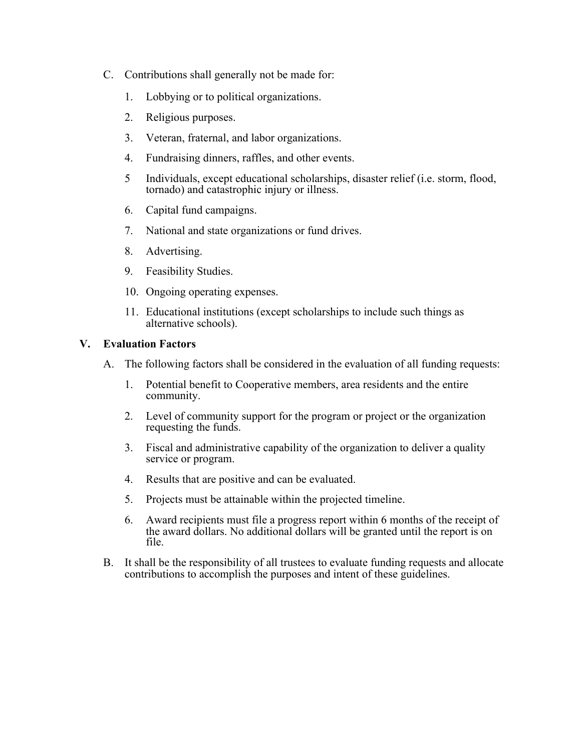C. Contributions shall generally not be made for:

   1. Lobbying or to political organizations.
   2. Religious purposes.
   3. Veteran, fraternal, and labor organizations.
   4. Fundraising dinners, raffles, and other events.
   5. Individuals, except educational scholarships, disaster relief (i.e. storm, flood, tornado) and catastrophic injury or illness.
   6. Capital fund campaigns.
   7. National and state organizations or fund drives.
   8. Advertising.
   9. Feasibility Studies.
   10. Ongoing operating expenses.
   11. Educational institutions (except scholarships to include such things as alternative schools).

## V. Evaluation Factors

A. The following factors shall be considered in the evaluation of all funding requests:

   1. Potential benefit to Cooperative members, area residents and the entire community.
   2. Level of community support for the program or project or the organization requesting the funds.
   3. Fiscal and administrative capability of the organization to deliver a quality service or program.
   4. Results that are positive and can be evaluated.
   5. Projects must be attainable within the projected timeline.
   6. Award recipients must file a progress report within 6 months of the receipt of the award dollars. No additional dollars will be granted until the report is on file.

B. It shall be the responsibility of all trustees to evaluate funding requests and allocate contributions to accomplish the purposes and intent of these guidelines.